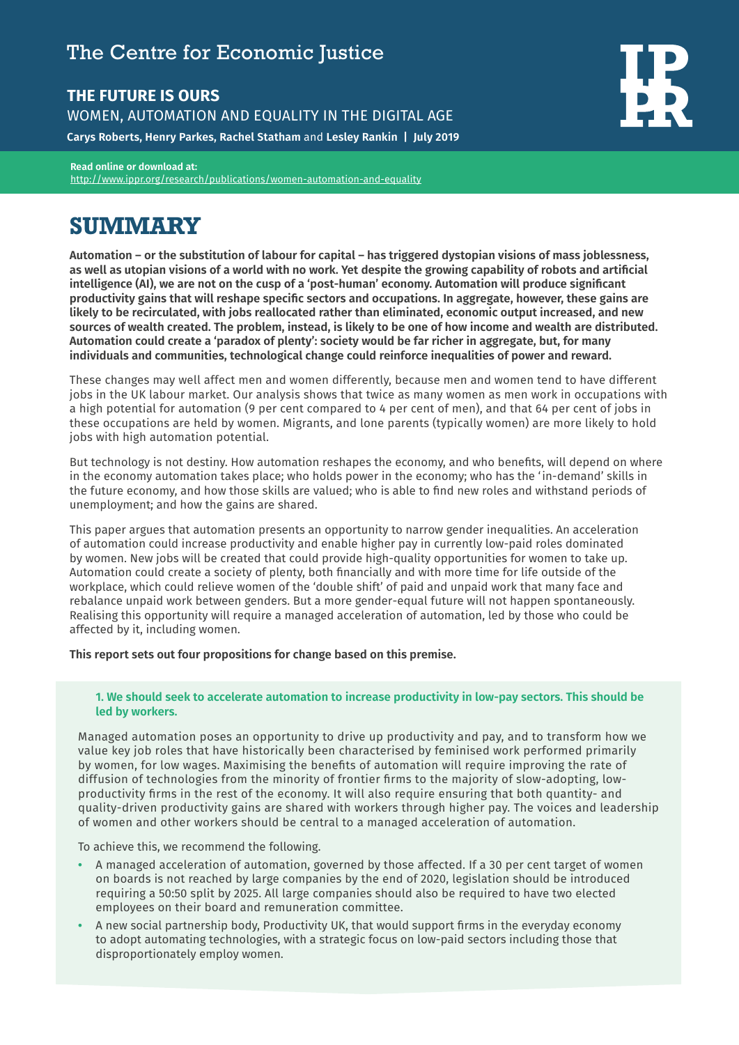The Centre for Economic Justice

# THE FUTURE IS OURS

WOMEN, AUTOMATION AND EQUALITY IN THE DIGITAL AGE

**Carys Roberts, Henry Parkes, Rachel Statham** and **Lesley Rankin** | **July 2019**

**Read online or download at:**
http://www.ippr.org/research/publications/women-automation-and-equality

## SUMMARY

**Automation – or the substitution of labour for capital – has triggered dystopian visions of mass joblessness, as well as utopian visions of a world with no work. Yet despite the growing capability of robots and artificial intelligence (AI), we are not on the cusp of a 'post-human' economy. Automation will produce significant productivity gains that will reshape specific sectors and occupations. In aggregate, however, these gains are likely to be recirculated, with jobs reallocated rather than eliminated, economic output increased, and new sources of wealth created. The problem, instead, is likely to be one of how income and wealth are distributed. Automation could create a 'paradox of plenty': society would be far richer in aggregate, but, for many individuals and communities, technological change could reinforce inequalities of power and reward.**

These changes may well affect men and women differently, because men and women tend to have different jobs in the UK labour market. Our analysis shows that twice as many women as men work in occupations with a high potential for automation (9 per cent compared to 4 per cent of men), and that 64 per cent of jobs in these occupations are held by women. Migrants, and lone parents (typically women) are more likely to hold jobs with high automation potential.

But technology is not destiny. How automation reshapes the economy, and who benefits, will depend on where in the economy automation takes place; who holds power in the economy; who has the 'in-demand' skills in the future economy, and how those skills are valued; who is able to find new roles and withstand periods of unemployment; and how the gains are shared.

This paper argues that automation presents an opportunity to narrow gender inequalities. An acceleration of automation could increase productivity and enable higher pay in currently low-paid roles dominated by women. New jobs will be created that could provide high-quality opportunities for women to take up. Automation could create a society of plenty, both financially and with more time for life outside of the workplace, which could relieve women of the 'double shift' of paid and unpaid work that many face and rebalance unpaid work between genders. But a more gender-equal future will not happen spontaneously. Realising this opportunity will require a managed acceleration of automation, led by those who could be affected by it, including women.

**This report sets out four propositions for change based on this premise.**

**1. We should seek to accelerate automation to increase productivity in low-pay sectors. This should be led by workers.**

Managed automation poses an opportunity to drive up productivity and pay, and to transform how we value key job roles that have historically been characterised by feminised work performed primarily by women, for low wages. Maximising the benefits of automation will require improving the rate of diffusion of technologies from the minority of frontier firms to the majority of slow-adopting, low-productivity firms in the rest of the economy. It will also require ensuring that both quantity- and quality-driven productivity gains are shared with workers through higher pay. The voices and leadership of women and other workers should be central to a managed acceleration of automation.

To achieve this, we recommend the following.

- A managed acceleration of automation, governed by those affected. If a 30 per cent target of women on boards is not reached by large companies by the end of 2020, legislation should be introduced requiring a 50:50 split by 2025. All large companies should also be required to have two elected employees on their board and remuneration committee.
- A new social partnership body, Productivity UK, that would support firms in the everyday economy to adopt automating technologies, with a strategic focus on low-paid sectors including those that disproportionately employ women.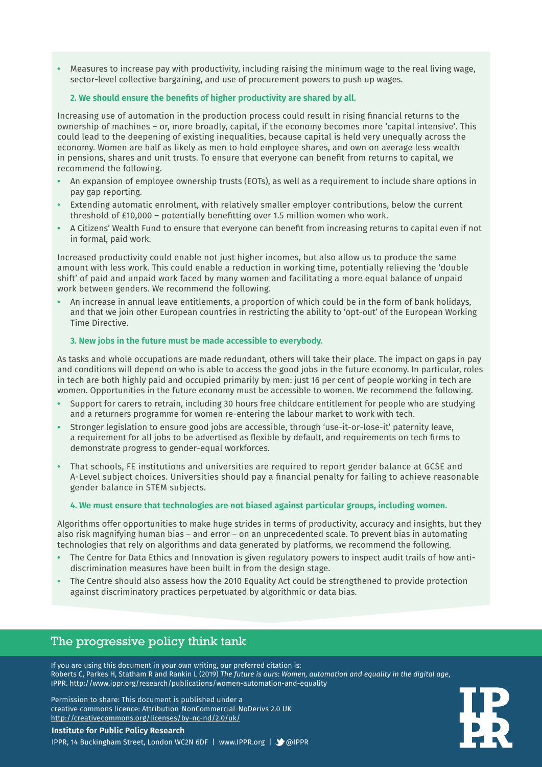- Measures to increase pay with productivity, including raising the minimum wage to the real living wage, sector-level collective bargaining, and use of procurement powers to push up wages.

**2. We should ensure the benefits of higher productivity are shared by all.**

Increasing use of automation in the production process could result in rising financial returns to the ownership of machines – or, more broadly, capital, if the economy becomes more 'capital intensive'. This could lead to the deepening of existing inequalities, because capital is held very unequally across the economy. Women are half as likely as men to hold employee shares, and own on average less wealth in pensions, shares and unit trusts. To ensure that everyone can benefit from returns to capital, we recommend the following.

- An expansion of employee ownership trusts (EOTs), as well as a requirement to include share options in pay gap reporting.
- Extending automatic enrolment, with relatively smaller employer contributions, below the current threshold of £10,000 – potentially benefitting over 1.5 million women who work.
- A Citizens' Wealth Fund to ensure that everyone can benefit from increasing returns to capital even if not in formal, paid work.

Increased productivity could enable not just higher incomes, but also allow us to produce the same amount with less work. This could enable a reduction in working time, potentially relieving the 'double shift' of paid and unpaid work faced by many women and facilitating a more equal balance of unpaid work between genders. We recommend the following.

- An increase in annual leave entitlements, a proportion of which could be in the form of bank holidays, and that we join other European countries in restricting the ability to 'opt-out' of the European Working Time Directive.

**3. New jobs in the future must be made accessible to everybody.**

As tasks and whole occupations are made redundant, others will take their place. The impact on gaps in pay and conditions will depend on who is able to access the good jobs in the future economy. In particular, roles in tech are both highly paid and occupied primarily by men: just 16 per cent of people working in tech are women. Opportunities in the future economy must be accessible to women. We recommend the following.

- Support for carers to retrain, including 30 hours free childcare entitlement for people who are studying and a returners programme for women re-entering the labour market to work with tech.
- Stronger legislation to ensure good jobs are accessible, through 'use-it-or-lose-it' paternity leave, a requirement for all jobs to be advertised as flexible by default, and requirements on tech firms to demonstrate progress to gender-equal workforces.
- That schools, FE institutions and universities are required to report gender balance at GCSE and A-Level subject choices. Universities should pay a financial penalty for failing to achieve reasonable gender balance in STEM subjects.

**4. We must ensure that technologies are not biased against particular groups, including women.**

Algorithms offer opportunities to make huge strides in terms of productivity, accuracy and insights, but they also risk magnifying human bias – and error – on an unprecedented scale. To prevent bias in automating technologies that rely on algorithms and data generated by platforms, we recommend the following.

- The Centre for Data Ethics and Innovation is given regulatory powers to inspect audit trails of how anti-discrimination measures have been built in from the design stage.
- The Centre should also assess how the 2010 Equality Act could be strengthened to provide protection against discriminatory practices perpetuated by algorithmic or data bias.

## The progressive policy think tank

If you are using this document in your own writing, our preferred citation is:
Roberts C, Parkes H, Statham R and Rankin L (2019) *The future is ours: Women, automation and equality in the digital age*, IPPR. http://www.ippr.org/research/publications/women-automation-and-equality

Permission to share: This document is published under a creative commons licence: Attribution-NonCommercial-NoDerivs 2.0 UK http://creativecommons.org/licenses/by-nc-nd/2.0/uk/

**Institute for Public Policy Research**
IPPR, 14 Buckingham Street, London WC2N 6DF | www.IPPR.org | @IPPR